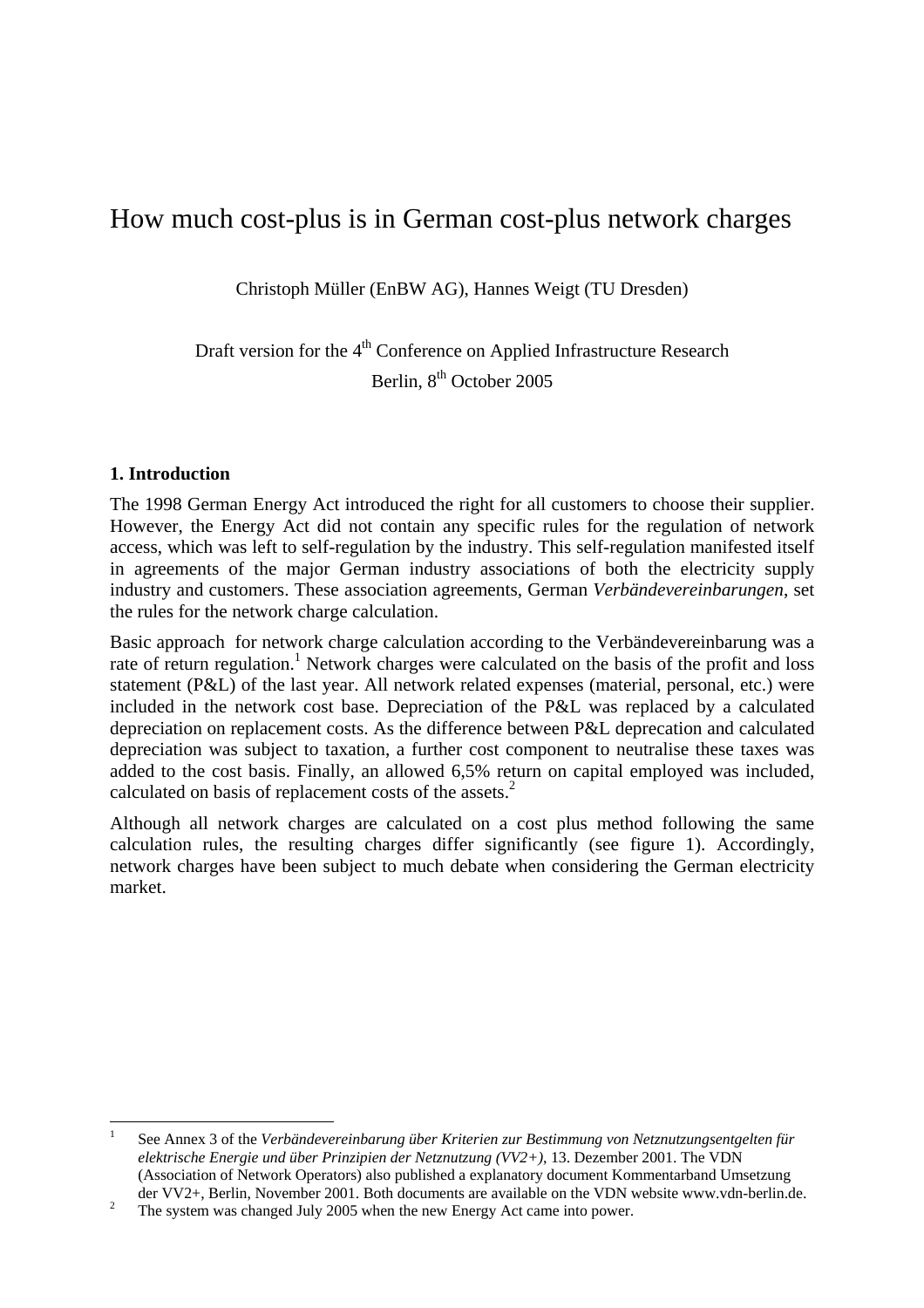# How much cost-plus is in German cost-plus network charges

Christoph Müller (EnBW AG), Hannes Weigt (TU Dresden)

Draft version for the 4th Conference on Applied Infrastructure Research
Berlin, 8th October 2005

## 1. Introduction

The 1998 German Energy Act introduced the right for all customers to choose their supplier. However, the Energy Act did not contain any specific rules for the regulation of network access, which was left to self-regulation by the industry. This self-regulation manifested itself in agreements of the major German industry associations of both the electricity supply industry and customers. These association agreements, German *Verbändevereinbarungen*, set the rules for the network charge calculation.

Basic approach for network charge calculation according to the Verbändevereinbarung was a rate of return regulation.[1] Network charges were calculated on the basis of the profit and loss statement (P&L) of the last year. All network related expenses (material, personal, etc.) were included in the network cost base. Depreciation of the P&L was replaced by a calculated depreciation on replacement costs. As the difference between P&L deprecation and calculated depreciation was subject to taxation, a further cost component to neutralise these taxes was added to the cost basis. Finally, an allowed 6,5% return on capital employed was included, calculated on basis of replacement costs of the assets.[2]

Although all network charges are calculated on a cost plus method following the same calculation rules, the resulting charges differ significantly (see figure 1). Accordingly, network charges have been subject to much debate when considering the German electricity market.

---

[1] See Annex 3 of the *Verbändevereinbarung über Kriterien zur Bestimmung von Netznutzungsentgelten für elektrische Energie und über Prinzipien der Netznutzung (VV2+)*, 13. Dezember 2001. The VDN (Association of Network Operators) also published a explanatory document Kommentarband Umsetzung der VV2+, Berlin, November 2001. Both documents are available on the VDN website www.vdn-berlin.de.

[2] The system was changed July 2005 when the new Energy Act came into power.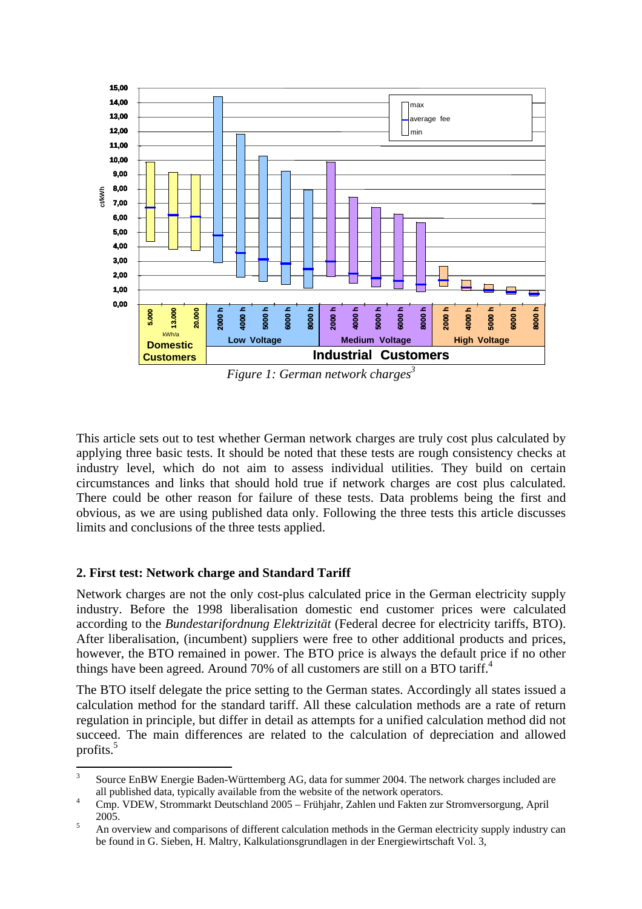15,00
14,00
13,00
12,00
11,00
10,00
9,00
8,00
7,00
6,00
5,00
4,00
3,00
2,00
1,00
0,00

ct/kWh

max
average fee
min

5.000
13.000
20.000
kWh/a
Domestic Customers

2000 h
4000 h
5000 h
6000 h
8000 h
Low Voltage

2000 h
4000 h
5000 h
6000 h
8000 h
Medium Voltage

2000 h
4000 h
5000 h
6000 h
8000 h
High Voltage

Industrial Customers

*Figure 1: German network charges*[3]

This article sets out to test whether German network charges are truly cost plus calculated by applying three basic tests. It should be noted that these tests are rough consistency checks at industry level, which do not aim to assess individual utilities. They build on certain circumstances and links that should hold true if network charges are cost plus calculated. There could be other reason for failure of these tests. Data problems being the first and obvious, as we are using published data only. Following the three tests this article discusses limits and conclusions of the three tests applied.

## 2. First test: Network charge and Standard Tariff

Network charges are not the only cost-plus calculated price in the German electricity supply industry. Before the 1998 liberalisation domestic end customer prices were calculated according to the *Bundestarifordnung Elektrizität* (Federal decree for electricity tariffs, BTO). After liberalisation, (incumbent) suppliers were free to other additional products and prices, however, the BTO remained in power. The BTO price is always the default price if no other things have been agreed. Around 70% of all customers are still on a BTO tariff.[4]

The BTO itself delegate the price setting to the German states. Accordingly all states issued a calculation method for the standard tariff. All these calculation methods are a rate of return regulation in principle, but differ in detail as attempts for a unified calculation method did not succeed. The main differences are related to the calculation of depreciation and allowed profits.[5]

---

[3] Source EnBW Energie Baden-Württemberg AG, data for summer 2004. The network charges included are all published data, typically available from the website of the network operators.

[4] Cmp. VDEW, Strommarkt Deutschland 2005 – Frühjahr, Zahlen und Fakten zur Stromversorgung, April 2005.

[5] An overview and comparisons of different calculation methods in the German electricity supply industry can be found in G. Sieben, H. Maltry, Kalkulationsgrundlagen in der Energiewirtschaft Vol. 3,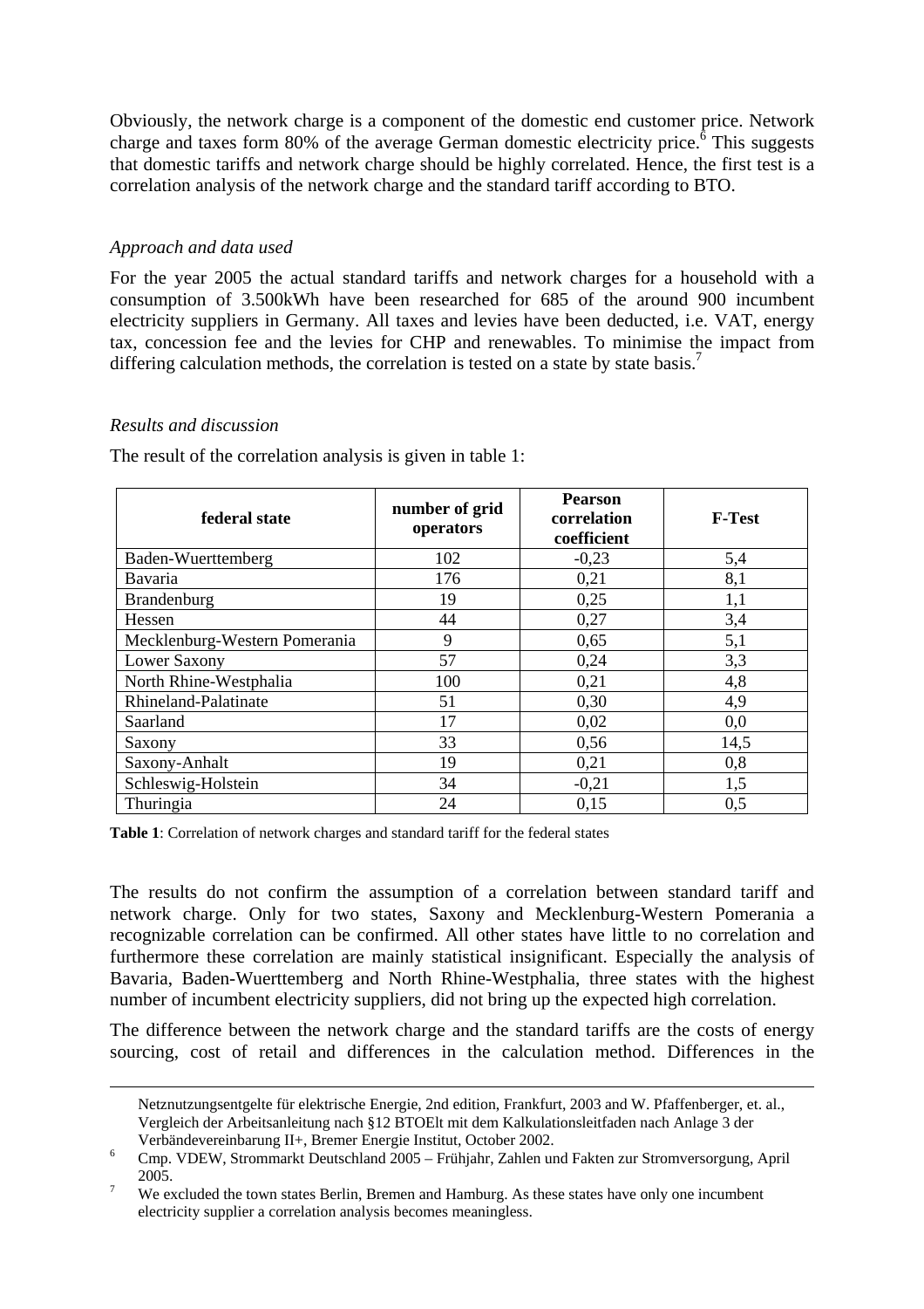Obviously, the network charge is a component of the domestic end customer price. Network charge and taxes form 80% of the average German domestic electricity price.[6] This suggests that domestic tariffs and network charge should be highly correlated. Hence, the first test is a correlation analysis of the network charge and the standard tariff according to BTO.

*Approach and data used*

For the year 2005 the actual standard tariffs and network charges for a household with a consumption of 3.500kWh have been researched for 685 of the around 900 incumbent electricity suppliers in Germany. All taxes and levies have been deducted, i.e. VAT, energy tax, concession fee and the levies for CHP and renewables. To minimise the impact from differing calculation methods, the correlation is tested on a state by state basis.[7]

*Results and discussion*

The result of the correlation analysis is given in table 1:

| federal state | number of grid operators | Pearson correlation coefficient | F-Test |
|---|---|---|---|
| Baden-Wuerttemberg | 102 | -0,23 | 5,4 |
| Bavaria | 176 | 0,21 | 8,1 |
| Brandenburg | 19 | 0,25 | 1,1 |
| Hessen | 44 | 0,27 | 3,4 |
| Mecklenburg-Western Pomerania | 9 | 0,65 | 5,1 |
| Lower Saxony | 57 | 0,24 | 3,3 |
| North Rhine-Westphalia | 100 | 0,21 | 4,8 |
| Rhineland-Palatinate | 51 | 0,30 | 4,9 |
| Saarland | 17 | 0,02 | 0,0 |
| Saxony | 33 | 0,56 | 14,5 |
| Saxony-Anhalt | 19 | 0,21 | 0,8 |
| Schleswig-Holstein | 34 | -0,21 | 1,5 |
| Thuringia | 24 | 0,15 | 0,5 |

**Table 1**: Correlation of network charges and standard tariff for the federal states

The results do not confirm the assumption of a correlation between standard tariff and network charge. Only for two states, Saxony and Mecklenburg-Western Pomerania a recognizable correlation can be confirmed. All other states have little to no correlation and furthermore these correlation are mainly statistical insignificant. Especially the analysis of Bavaria, Baden-Wuerttemberg and North Rhine-Westphalia, three states with the highest number of incumbent electricity suppliers, did not bring up the expected high correlation.

The difference between the network charge and the standard tariffs are the costs of energy sourcing, cost of retail and differences in the calculation method. Differences in the

Netznutzungsentgelte für elektrische Energie, 2nd edition, Frankfurt, 2003 and W. Pfaffenberger, et. al., Vergleich der Arbeitsanleitung nach §12 BTOElt mit dem Kalkulationsleitfaden nach Anlage 3 der Verbändevereinbarung II+, Bremer Energie Institut, October 2002.

[6] Cmp. VDEW, Strommarkt Deutschland 2005 – Frühjahr, Zahlen und Fakten zur Stromversorgung, April 2005.

[7] We excluded the town states Berlin, Bremen and Hamburg. As these states have only one incumbent electricity supplier a correlation analysis becomes meaningless.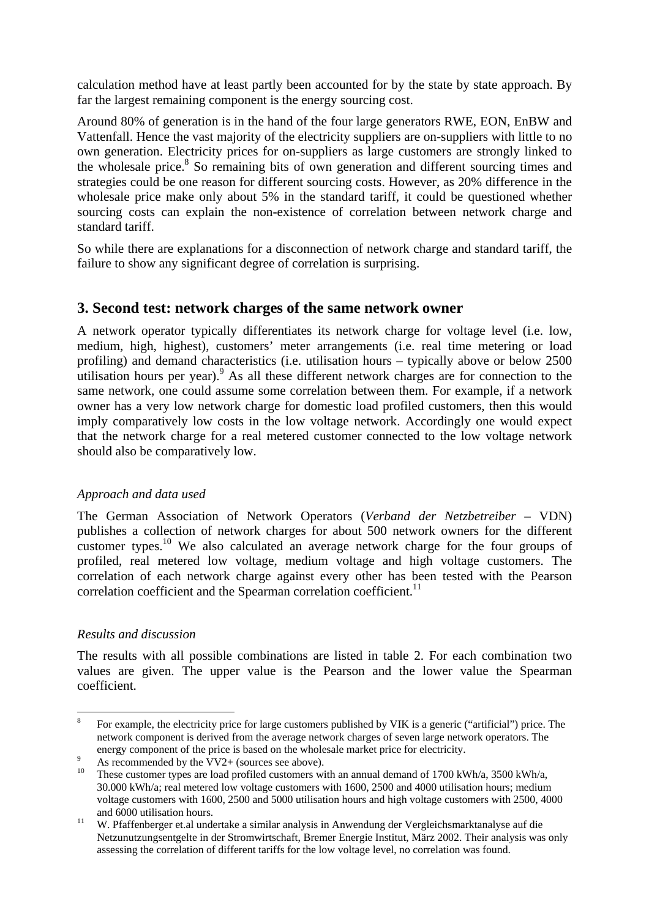calculation method have at least partly been accounted for by the state by state approach. By far the largest remaining component is the energy sourcing cost.

Around 80% of generation is in the hand of the four large generators RWE, EON, EnBW and Vattenfall. Hence the vast majority of the electricity suppliers are on-suppliers with little to no own generation. Electricity prices for on-suppliers as large customers are strongly linked to the wholesale price.[8] So remaining bits of own generation and different sourcing times and strategies could be one reason for different sourcing costs. However, as 20% difference in the wholesale price make only about 5% in the standard tariff, it could be questioned whether sourcing costs can explain the non-existence of correlation between network charge and standard tariff.

So while there are explanations for a disconnection of network charge and standard tariff, the failure to show any significant degree of correlation is surprising.

## 3. Second test: network charges of the same network owner

A network operator typically differentiates its network charge for voltage level (i.e. low, medium, high, highest), customers' meter arrangements (i.e. real time metering or load profiling) and demand characteristics (i.e. utilisation hours – typically above or below 2500 utilisation hours per year).[9] As all these different network charges are for connection to the same network, one could assume some correlation between them. For example, if a network owner has a very low network charge for domestic load profiled customers, then this would imply comparatively low costs in the low voltage network. Accordingly one would expect that the network charge for a real metered customer connected to the low voltage network should also be comparatively low.

### *Approach and data used*

The German Association of Network Operators (*Verband der Netzbetreiber* – VDN) publishes a collection of network charges for about 500 network owners for the different customer types.[10] We also calculated an average network charge for the four groups of profiled, real metered low voltage, medium voltage and high voltage customers. The correlation of each network charge against every other has been tested with the Pearson correlation coefficient and the Spearman correlation coefficient.[11]

### *Results and discussion*

The results with all possible combinations are listed in table 2. For each combination two values are given. The upper value is the Pearson and the lower value the Spearman coefficient.

---

[8] For example, the electricity price for large customers published by VIK is a generic ("artificial") price. The network component is derived from the average network charges of seven large network operators. The energy component of the price is based on the wholesale market price for electricity.

[9] As recommended by the VV2+ (sources see above).

[10] These customer types are load profiled customers with an annual demand of 1700 kWh/a, 3500 kWh/a, 30.000 kWh/a; real metered low voltage customers with 1600, 2500 and 4000 utilisation hours; medium voltage customers with 1600, 2500 and 5000 utilisation hours and high voltage customers with 2500, 4000 and 6000 utilisation hours.

[11] W. Pfaffenberger et.al undertake a similar analysis in Anwendung der Vergleichsmarktanalyse auf die Netzunutzungsentgelte in der Stromwirtschaft, Bremer Energie Institut, März 2002. Their analysis was only assessing the correlation of different tariffs for the low voltage level, no correlation was found.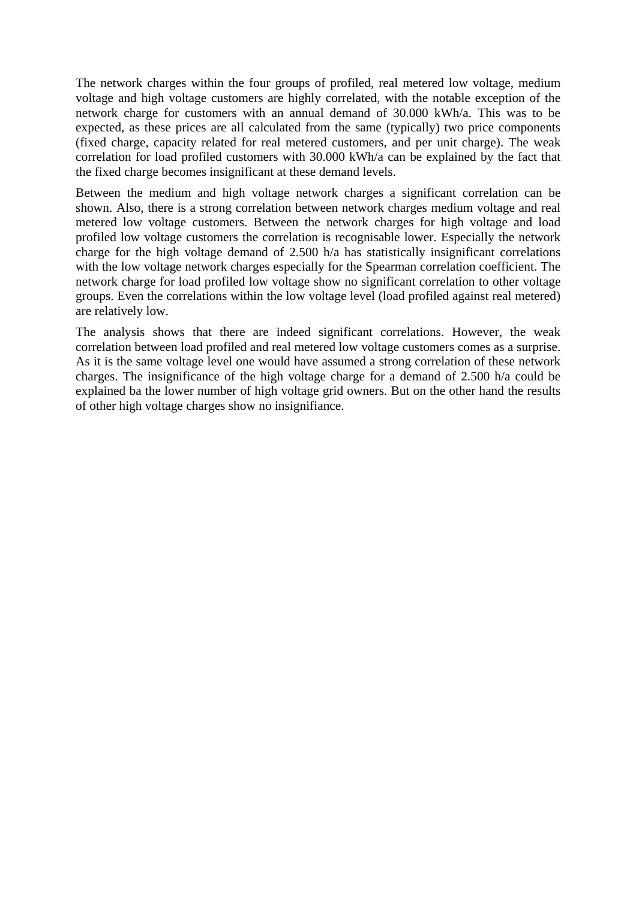The network charges within the four groups of profiled, real metered low voltage, medium voltage and high voltage customers are highly correlated, with the notable exception of the network charge for customers with an annual demand of 30.000 kWh/a. This was to be expected, as these prices are all calculated from the same (typically) two price components (fixed charge, capacity related for real metered customers, and per unit charge). The weak correlation for load profiled customers with 30.000 kWh/a can be explained by the fact that the fixed charge becomes insignificant at these demand levels.

Between the medium and high voltage network charges a significant correlation can be shown. Also, there is a strong correlation between network charges medium voltage and real metered low voltage customers. Between the network charges for high voltage and load profiled low voltage customers the correlation is recognisable lower. Especially the network charge for the high voltage demand of 2.500 h/a has statistically insignificant correlations with the low voltage network charges especially for the Spearman correlation coefficient. The network charge for load profiled low voltage show no significant correlation to other voltage groups. Even the correlations within the low voltage level (load profiled against real metered) are relatively low.

The analysis shows that there are indeed significant correlations. However, the weak correlation between load profiled and real metered low voltage customers comes as a surprise. As it is the same voltage level one would have assumed a strong correlation of these network charges. The insignificance of the high voltage charge for a demand of 2.500 h/a could be explained ba the lower number of high voltage grid owners. But on the other hand the results of other high voltage charges show no insignifiance.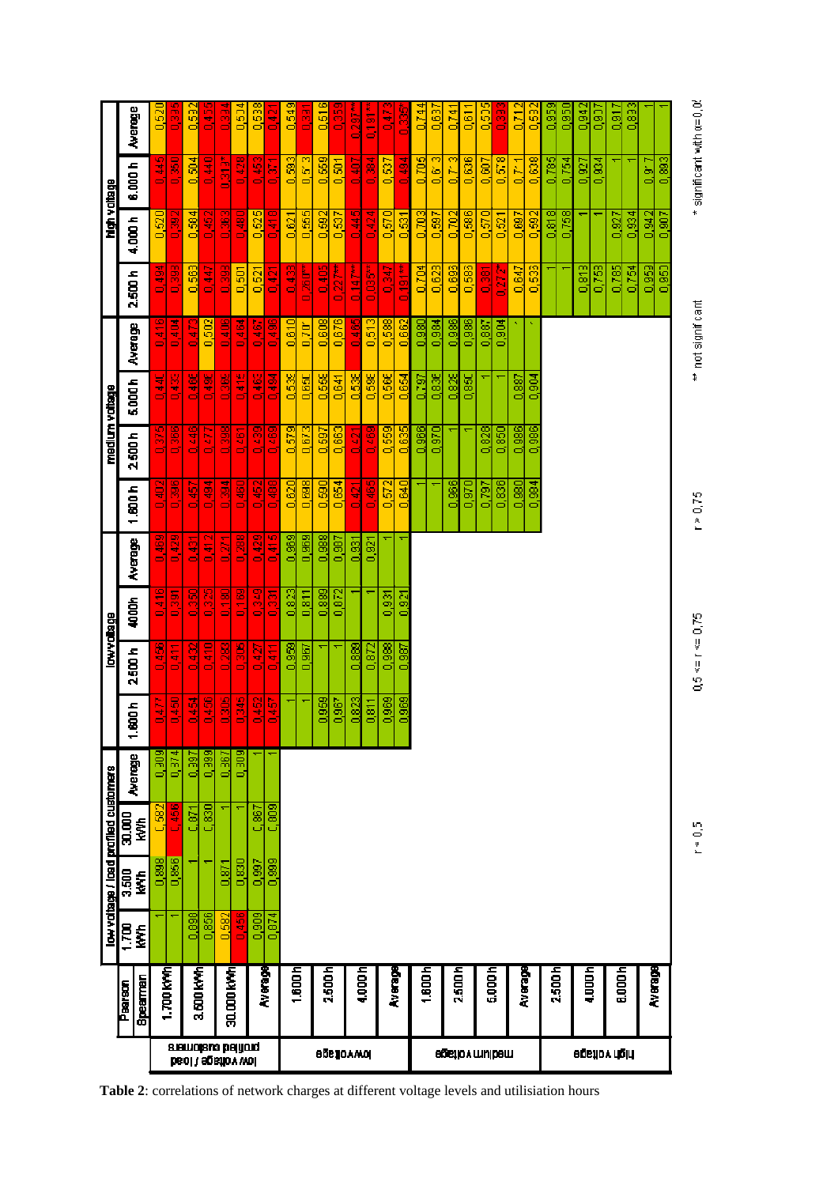| | | | low voltage / load profiled customers | | | | low voltage | | | | medium voltage | | | | high voltage | | | |
|---|---|---|---|---|---|---|---|---|---|---|---|---|---|---|---|---|---|---|
| | | | 1.700 kWh | 3.500 kWh | 30.000 kWh | Average | 1.600 h | 2.500 h | 4000h | Average | 1.600 h | 2.500 h | 5.000 h | Average | 2.500 h | 4.000 h | 6.000 h | Average |
| low voltage / load profiled customers | 1.700 kWh | Pearson | 1 | 0,898 | 0,582 | 0,309 | 0,477 | 0,456 | 0,416 | 0,469 | 0,402 | 0,375 | 0,440 | 0,416 | 0,494 | 0,520 | 0,445 | 0,520 |
| | | Spearman | 1 | 0,856 | 0,456 | 0,374 | 0,450 | 0,411 | 0,391 | 0,429 | 0,395 | 0,366 | 0,433 | 0,404 | 0,393 | 0,392 | 0,350 | 0,335 |
| | 3.500 kWh | Pearson | 0,890 | 1 | 0,871 | 0,397 | 0,454 | 0,432 | 0,350 | 0,431 | 0,457 | 0,443 | 0,466 | 0,473 | 0,563 | 0,504 | 0,504 | 0,532 |
| | | Spearman | 0,856 | 1 | 0,830 | 0,399 | 0,456 | 0,410 | 0,325 | 0,412 | 0,494 | 0,477 | 0,496 | 0,502 | 0,447 | 0,452 | 0,440 | 0,455 |
| | 30.000 kWh | Pearson | 0,582 | 0,871 | 1 | 0,367 | 0,305 | 0,283 | 0,180 | 0,271 | 0,344 | 0,393 | 0,304 | 0,406 | 0,393 | 0,363 | 0,317* | 0,334 |
| | | Spearman | 0,456 | 0,830 | 1 | 0,309 | 0,345 | 0,305 | 0,169 | 0,258 | 0,460 | 0,461 | 0,415 | 0,464 | 0,501 | 0,480 | 0,428 | 0,514 |
| | Average | Pearson | 0,909 | 0,997 | 0,867 | 1 | 0,452 | 0,427 | 0,349 | 0,429 | 0,452 | 0,439 | 0,463 | 0,467 | 0,521 | 0,525 | 0,453 | 0,538 |
| | | Spearman | 0,874 | 0,999 | 0,809 | 1 | 0,457 | 0,411 | 0,331 | 0,415 | 0,488 | 0,469 | 0,494 | 0,496 | 0,421 | 0,418 | 0,371 | 0,421 |
| low voltage | 1.600 h | Pearson | | | | | 1 | 0,959 | 0,823 | 0,969 | 0,620 | 0,579 | 0,539 | 0,610 | 0,433 | 0,621 | 0,593 | 0,549 |
| | | Spearman | | | | | 1 | 0,967 | 0,811 | 0,969 | 0,698 | 0,673 | 0,650 | 0,701 | 0,261** | 0,555 | 0,513 | 0,331 |
| | 2.500 h | Pearson | | | | | 0,959 | 1 | 0,889 | 0,988 | 0,590 | 0,597 | 0,559 | 0,608 | 0,405 | 0,592 | 0,569 | 0,516 |
| | | Spearman | | | | | 0,967 | 1 | 0,872 | 0,987 | 0,654 | 0,663 | 0,641 | 0,676 | 0,227** | 0,537 | 0,501 | 0,359 |
| | 4.000 h | Pearson | | | | | 0,823 | 0,889 | 1 | 0,931 | 0,421 | 0,421 | 0,539 | 0,465 | 0,147** | 0,445 | 0,407 | 0,297** |
| | | Spearman | | | | | 0,811 | 0,872 | 1 | 0,821 | 0,465 | 0,469 | 0,599 | 0,513 | 0,035** | 0,424 | 0,384 | 0,191** |
| | Average | Pearson | | | | | 0,969 | 0,988 | 0,931 | 1 | 0,572 | 0,559 | 0,566 | 0,588 | 0,347 | 0,570 | 0,537 | 0,473 |
| | | Spearman | | | | | 0,969 | 0,987 | 0,921 | 1 | 0,640 | 0,635 | 0,654 | 0,662 | 0,191** | 0,531 | 0,494 | 0,335* |
| medium voltage | 1.600 h | Pearson | | | | | | | | | 1 | 0,966 | 0,797 | 0,980 | 0,704 | 0,703 | 0,705 | 0,744 |
| | | Spearman | | | | | | | | | 1 | 0,970 | 0,836 | 0,984 | 0,623 | 0,597 | 0,613 | 0,637 |
| | 2.500 h | Pearson | | | | | | | | | 0,966 | 1 | 0,826 | 0,986 | 0,693 | 0,702 | 0,713 | 0,741 |
| | | Spearman | | | | | | | | | 0,970 | 1 | 0,850 | 0,986 | 0,583 | 0,586 | 0,636 | 0,611 |
| | 5.000 h | Pearson | | | | | | | | | 0,797 | 0,828 | 1 | 0,887 | 0,381 | 0,570 | 0,607 | 0,535 |
| | | Spearman | | | | | | | | | 0,836 | 0,850 | 1 | 0,904 | 0,272* | 0,521 | 0,578 | 0,383 |
| | Average | Pearson | | | | | | | | | 0,980 | 0,986 | 0,887 | 1 | 0,647 | 0,687 | 0,711 | 0,712 |
| | | Spearman | | | | | | | | | 0,984 | 0,986 | 0,904 | 1 | 0,533 | 0,592 | 0,638 | 0,532 |
| high voltage | 2.500 h | Pearson | | | | | | | | | | | | | 1 | 0,818 | 0,785 | 0,959 |
| | | Spearman | | | | | | | | | | | | | 1 | 0,758 | 0,754 | 0,950 |
| | 4.000 h | Pearson | | | | | | | | | | | | | 0,813 | 1 | 0,927 | 0,942 |
| | | Spearman | | | | | | | | | | | | | 0,753 | 1 | 0,934 | 0,937 |
| | 6.000 h | Pearson | | | | | | | | | | | | | 0,785 | 0,927 | 1 | 0,917 |
| | | Spearman | | | | | | | | | | | | | 0,754 | 0,934 | 1 | 0,833 |
| | Average | Pearson | | | | | | | | | | | | | 0,953 | 0,942 | 0,917 | 1 |
| | | Spearman | | | | | | | | | | | | | 0,953 | 0,907 | 0,893 | 1 |

r < 0,5 &nbsp;&nbsp;&nbsp; 0,5 <= r <= 0,75 &nbsp;&nbsp;&nbsp; r > 0,75 &nbsp;&nbsp;&nbsp; ** not significant &nbsp;&nbsp;&nbsp; * significant with α=0,0

**Table 2**: correlations of network charges at different voltage levels and utilisiation hours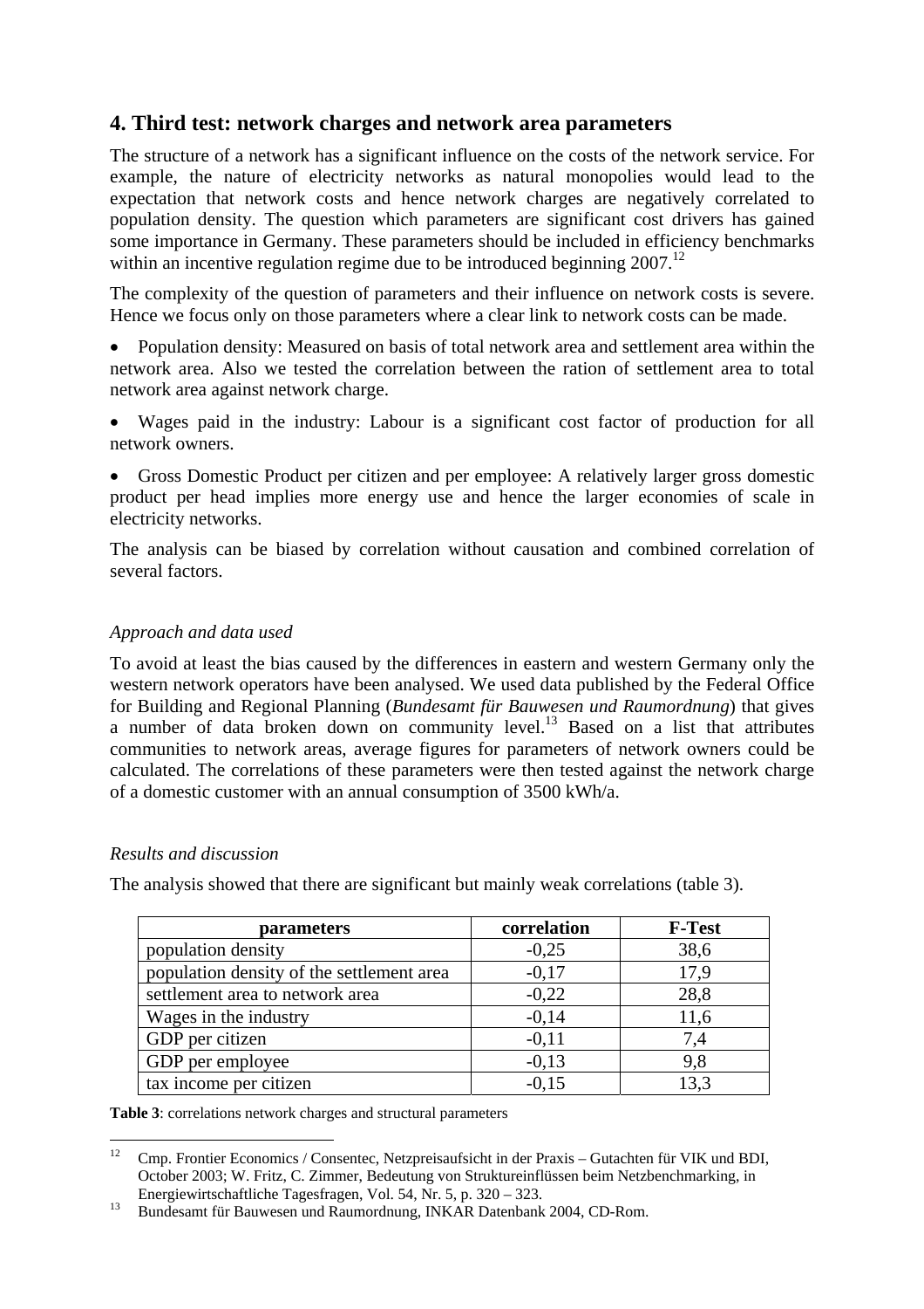## 4. Third test: network charges and network area parameters

The structure of a network has a significant influence on the costs of the network service. For example, the nature of electricity networks as natural monopolies would lead to the expectation that network costs and hence network charges are negatively correlated to population density. The question which parameters are significant cost drivers has gained some importance in Germany. These parameters should be included in efficiency benchmarks within an incentive regulation regime due to be introduced beginning 2007.[12]

The complexity of the question of parameters and their influence on network costs is severe. Hence we focus only on those parameters where a clear link to network costs can be made.

- Population density: Measured on basis of total network area and settlement area within the network area. Also we tested the correlation between the ration of settlement area to total network area against network charge.
- Wages paid in the industry: Labour is a significant cost factor of production for all network owners.
- Gross Domestic Product per citizen and per employee: A relatively larger gross domestic product per head implies more energy use and hence the larger economies of scale in electricity networks.

The analysis can be biased by correlation without causation and combined correlation of several factors.

### *Approach and data used*

To avoid at least the bias caused by the differences in eastern and western Germany only the western network operators have been analysed. We used data published by the Federal Office for Building and Regional Planning (*Bundesamt für Bauwesen und Raumordnung*) that gives a number of data broken down on community level.[13] Based on a list that attributes communities to network areas, average figures for parameters of network owners could be calculated. The correlations of these parameters were then tested against the network charge of a domestic customer with an annual consumption of 3500 kWh/a.

### *Results and discussion*

The analysis showed that there are significant but mainly weak correlations (table 3).

| parameters | correlation | F-Test |
|---|---|---|
| population density | -0,25 | 38,6 |
| population density of the settlement area | -0,17 | 17,9 |
| settlement area to network area | -0,22 | 28,8 |
| Wages in the industry | -0,14 | 11,6 |
| GDP per citizen | -0,11 | 7,4 |
| GDP per employee | -0,13 | 9,8 |
| tax income per citizen | -0,15 | 13,3 |

**Table 3**: correlations network charges and structural parameters

[12] Cmp. Frontier Economics / Consentec, Netzpreisaufsicht in der Praxis – Gutachten für VIK und BDI, October 2003; W. Fritz, C. Zimmer, Bedeutung von Struktureinflüssen beim Netzbenchmarking, in Energiewirtschaftliche Tagesfragen, Vol. 54, Nr. 5, p. 320 – 323.

[13] Bundesamt für Bauwesen und Raumordnung, INKAR Datenbank 2004, CD-Rom.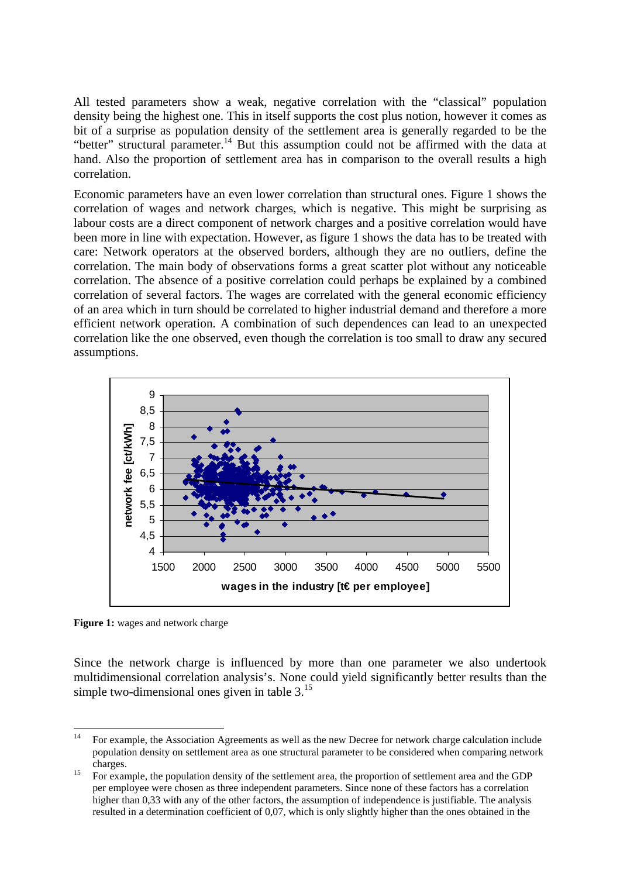All tested parameters show a weak, negative correlation with the "classical" population density being the highest one. This in itself supports the cost plus notion, however it comes as bit of a surprise as population density of the settlement area is generally regarded to be the "better" structural parameter.[14] But this assumption could not be affirmed with the data at hand. Also the proportion of settlement area has in comparison to the overall results a high correlation.

Economic parameters have an even lower correlation than structural ones. Figure 1 shows the correlation of wages and network charges, which is negative. This might be surprising as labour costs are a direct component of network charges and a positive correlation would have been more in line with expectation. However, as figure 1 shows the data has to be treated with care: Network operators at the observed borders, although they are no outliers, define the correlation. The main body of observations forms a great scatter plot without any noticeable correlation. The absence of a positive correlation could perhaps be explained by a combined correlation of several factors. The wages are correlated with the general economic efficiency of an area which in turn should be correlated to higher industrial demand and therefore a more efficient network operation. A combination of such dependences can lead to an unexpected correlation like the one observed, even though the correlation is too small to draw any secured assumptions.

network fee [ct/kWh]

9
8,5
8
7,5
7
6,5
6
5,5
5
4,5
4

1500 2000 2500 3000 3500 4000 4500 5000 5500

wages in the industry [t€ per employee]

**Figure 1:** wages and network charge

Since the network charge is influenced by more than one parameter we also undertook multidimensional correlation analysis's. None could yield significantly better results than the simple two-dimensional ones given in table 3.[15]

---

[14] For example, the Association Agreements as well as the new Decree for network charge calculation include population density on settlement area as one structural parameter to be considered when comparing network charges.

[15] For example, the population density of the settlement area, the proportion of settlement area and the GDP per employee were chosen as three independent parameters. Since none of these factors has a correlation higher than 0,33 with any of the other factors, the assumption of independence is justifiable. The analysis resulted in a determination coefficient of 0,07, which is only slightly higher than the ones obtained in the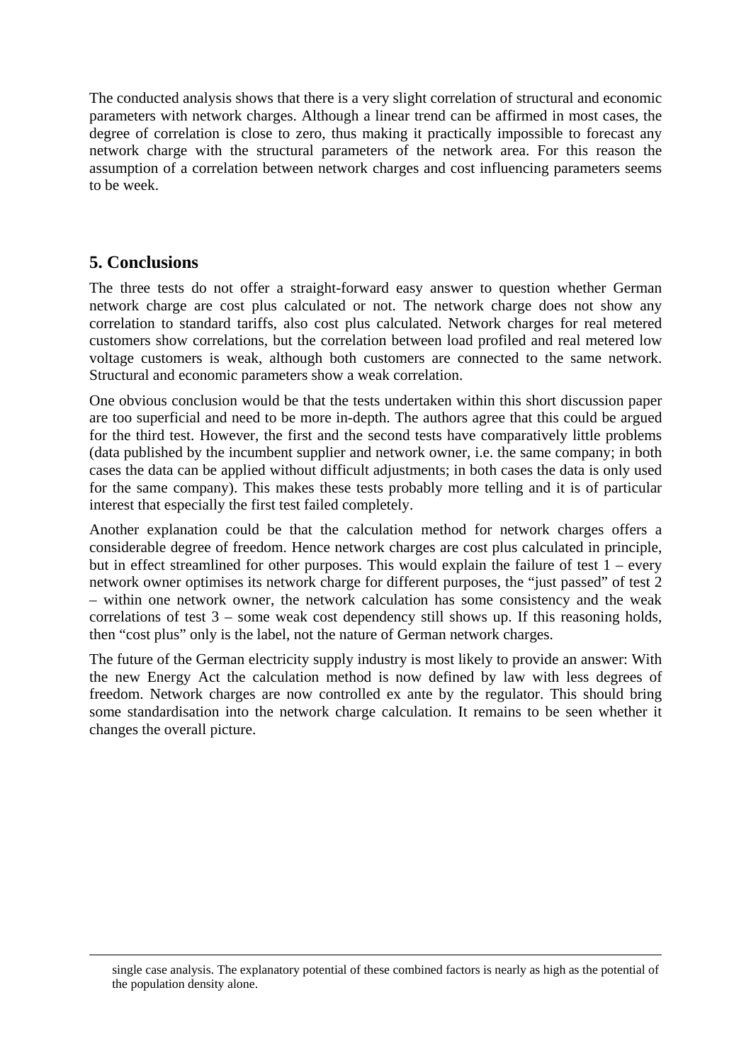The conducted analysis shows that there is a very slight correlation of structural and economic parameters with network charges. Although a linear trend can be affirmed in most cases, the degree of correlation is close to zero, thus making it practically impossible to forecast any network charge with the structural parameters of the network area. For this reason the assumption of a correlation between network charges and cost influencing parameters seems to be week.

## 5. Conclusions

The three tests do not offer a straight-forward easy answer to question whether German network charge are cost plus calculated or not. The network charge does not show any correlation to standard tariffs, also cost plus calculated. Network charges for real metered customers show correlations, but the correlation between load profiled and real metered low voltage customers is weak, although both customers are connected to the same network. Structural and economic parameters show a weak correlation.

One obvious conclusion would be that the tests undertaken within this short discussion paper are too superficial and need to be more in-depth. The authors agree that this could be argued for the third test. However, the first and the second tests have comparatively little problems (data published by the incumbent supplier and network owner, i.e. the same company; in both cases the data can be applied without difficult adjustments; in both cases the data is only used for the same company). This makes these tests probably more telling and it is of particular interest that especially the first test failed completely.

Another explanation could be that the calculation method for network charges offers a considerable degree of freedom. Hence network charges are cost plus calculated in principle, but in effect streamlined for other purposes. This would explain the failure of test 1 – every network owner optimises its network charge for different purposes, the "just passed" of test 2 – within one network owner, the network calculation has some consistency and the weak correlations of test 3 – some weak cost dependency still shows up. If this reasoning holds, then "cost plus" only is the label, not the nature of German network charges.

The future of the German electricity supply industry is most likely to provide an answer: With the new Energy Act the calculation method is now defined by law with less degrees of freedom. Network charges are now controlled ex ante by the regulator. This should bring some standardisation into the network charge calculation. It remains to be seen whether it changes the overall picture.

single case analysis. The explanatory potential of these combined factors is nearly as high as the potential of the population density alone.